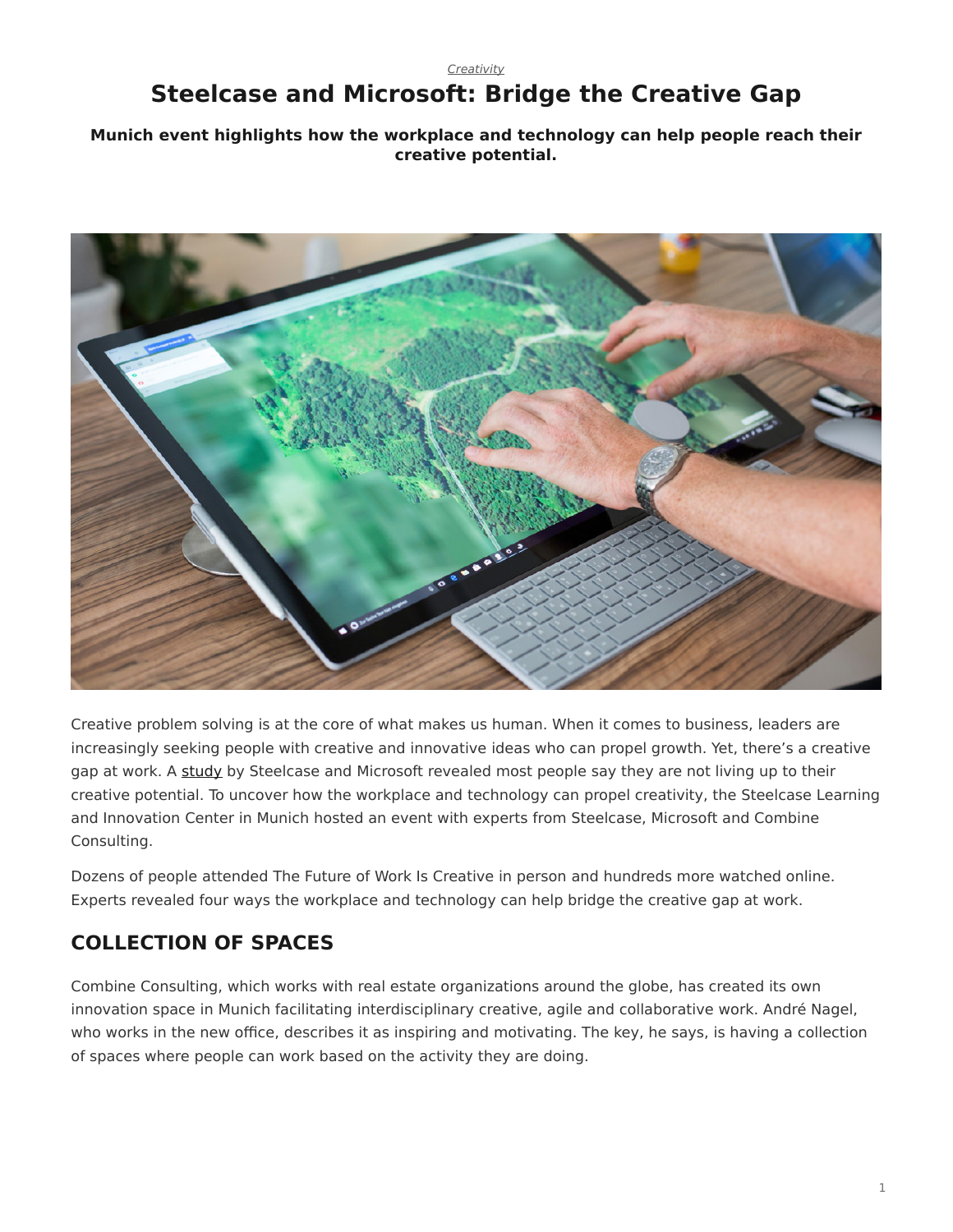*Creativity*

# Steelcase and Microsoft: Bridge the Creative Gap

**Munich event highlights how the workplace and technology can help people reach their creative potential.**

Creative problem solving is at the core of what makes us human. When it comes to business, leaders are increasingly seeking people with creative and innovative ideas who can propel growth. Yet, there's a creative gap at work. A study by Steelcase and Microsoft revealed most people say they are not living up to their creative potential. To uncover how the workplace and technology can propel creativity, the Steelcase Learning and Innovation Center in Munich hosted an event with experts from Steelcase, Microsoft and Combine Consulting.

Dozens of people attended The Future of Work Is Creative in person and hundreds more watched online. Experts revealed four ways the workplace and technology can help bridge the creative gap at work.

## COLLECTION OF SPACES

Combine Consulting, which works with real estate organizations around the globe, has created its own innovation space in Munich facilitating interdisciplinary creative, agile and collaborative work. André Nagel, who works in the new office, describes it as inspiring and motivating. The key, he says, is having a collection of spaces where people can work based on the activity they are doing.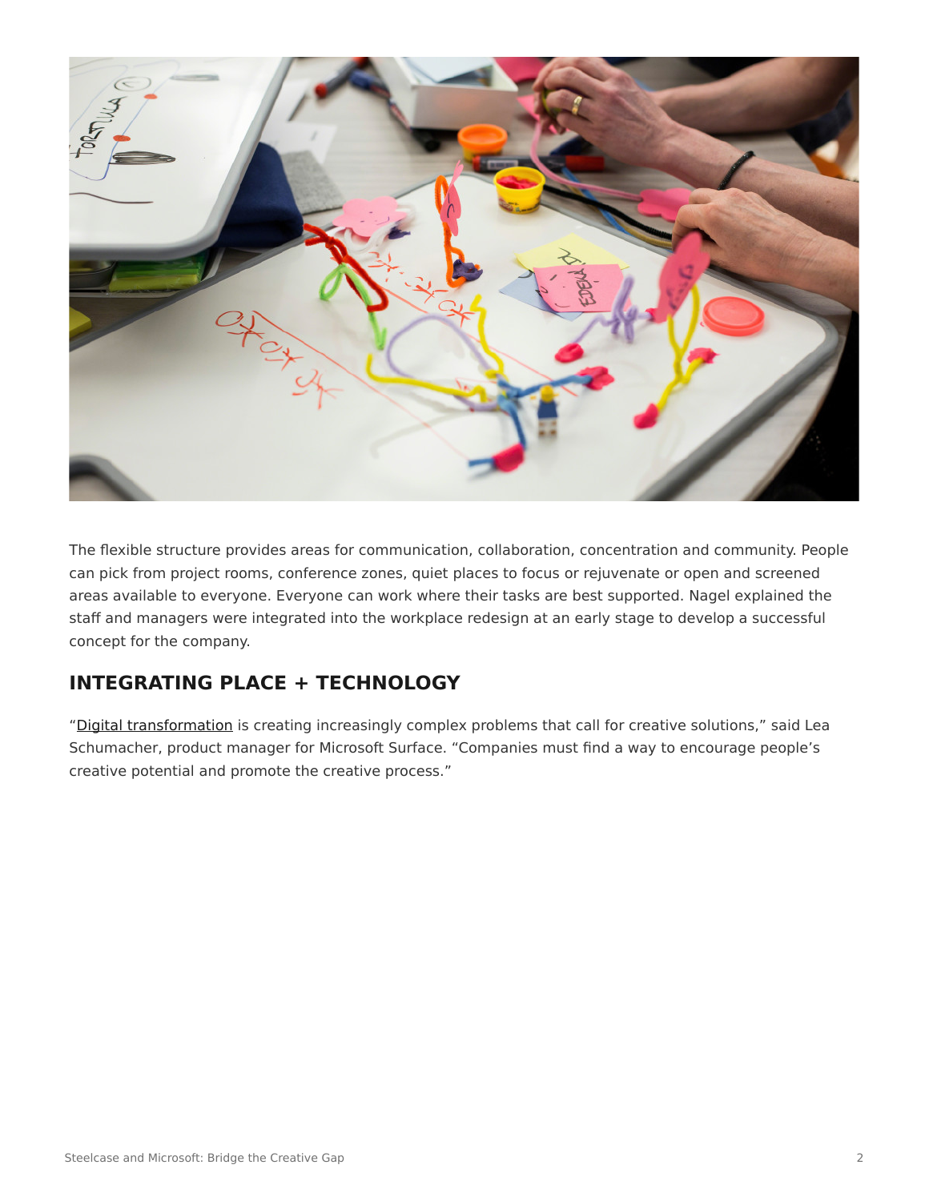The flexible structure provides areas for communication, collaboration, concentration and community. People can pick from project rooms, conference zones, quiet places to focus or rejuvenate or open and screened areas available to everyone. Everyone can work where their tasks are best supported. Nagel explained the staff and managers were integrated into the workplace redesign at an early stage to develop a successful concept for the company.

## INTEGRATING PLACE + TECHNOLOGY

"Digital transformation is creating increasingly complex problems that call for creative solutions," said Lea Schumacher, product manager for Microsoft Surface. "Companies must find a way to encourage people's creative potential and promote the creative process."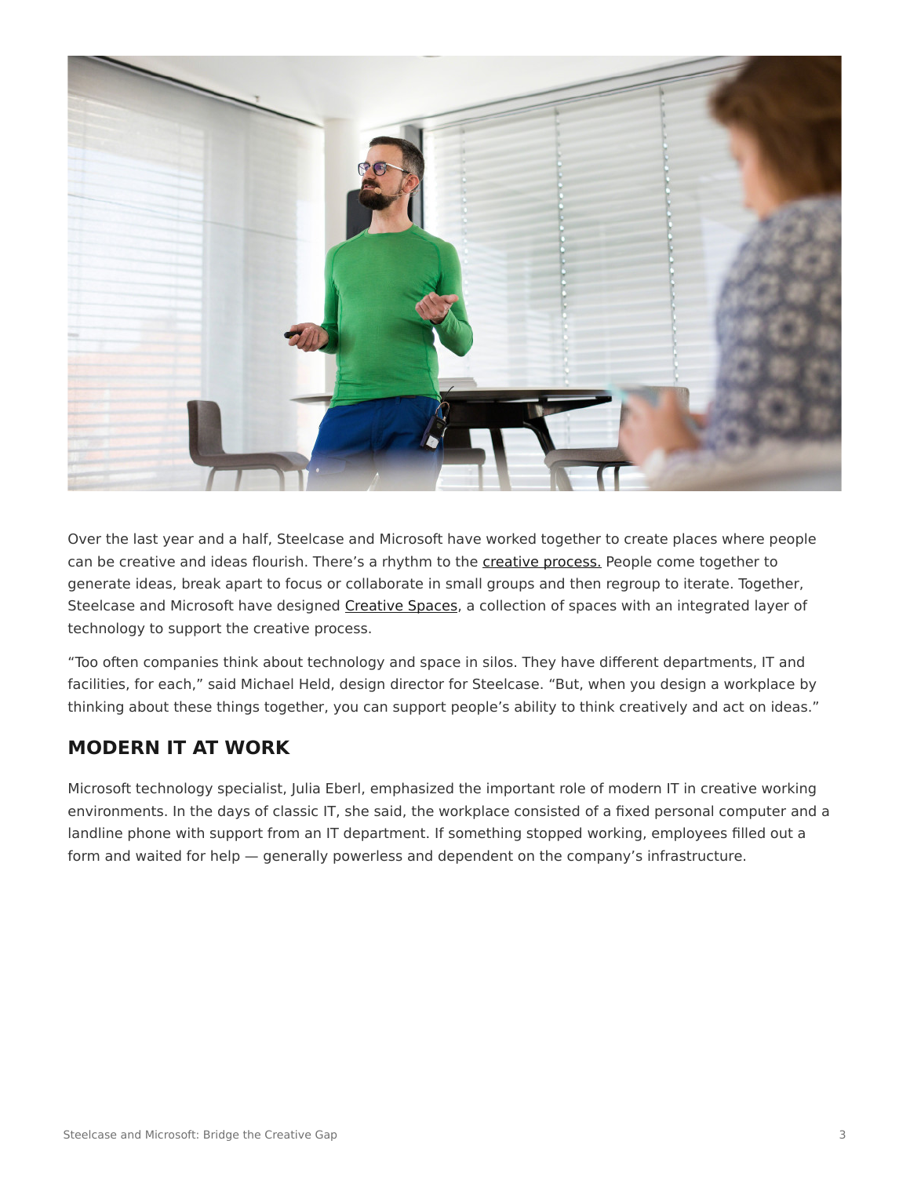Over the last year and a half, Steelcase and Microsoft have worked together to create places where people can be creative and ideas flourish. There's a rhythm to the creative process. People come together to generate ideas, break apart to focus or collaborate in small groups and then regroup to iterate. Together, Steelcase and Microsoft have designed Creative Spaces, a collection of spaces with an integrated layer of technology to support the creative process.

"Too often companies think about technology and space in silos. They have different departments, IT and facilities, for each," said Michael Held, design director for Steelcase. "But, when you design a workplace by thinking about these things together, you can support people's ability to think creatively and act on ideas."

## MODERN IT AT WORK

Microsoft technology specialist, Julia Eberl, emphasized the important role of modern IT in creative working environments. In the days of classic IT, she said, the workplace consisted of a fixed personal computer and a landline phone with support from an IT department. If something stopped working, employees filled out a form and waited for help — generally powerless and dependent on the company's infrastructure.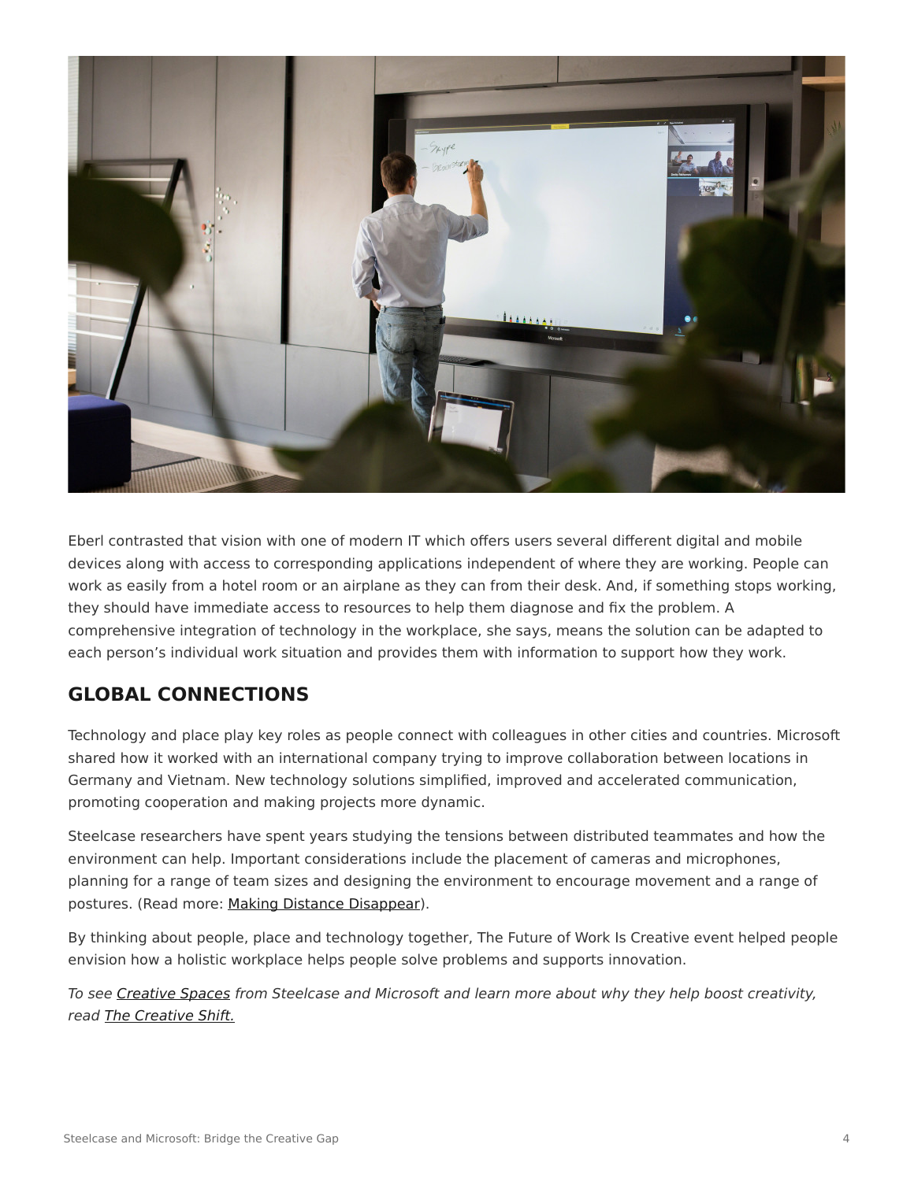Eberl contrasted that vision with one of modern IT which offers users several different digital and mobile devices along with access to corresponding applications independent of where they are working. People can work as easily from a hotel room or an airplane as they can from their desk. And, if something stops working, they should have immediate access to resources to help them diagnose and fix the problem. A comprehensive integration of technology in the workplace, she says, means the solution can be adapted to each person's individual work situation and provides them with information to support how they work.

## GLOBAL CONNECTIONS

Technology and place play key roles as people connect with colleagues in other cities and countries. Microsoft shared how it worked with an international company trying to improve collaboration between locations in Germany and Vietnam. New technology solutions simplified, improved and accelerated communication, promoting cooperation and making projects more dynamic.

Steelcase researchers have spent years studying the tensions between distributed teammates and how the environment can help. Important considerations include the placement of cameras and microphones, planning for a range of team sizes and designing the environment to encourage movement and a range of postures. (Read more: Making Distance Disappear).

By thinking about people, place and technology together, The Future of Work Is Creative event helped people envision how a holistic workplace helps people solve problems and supports innovation.

*To see Creative Spaces from Steelcase and Microsoft and learn more about why they help boost creativity, read The Creative Shift.*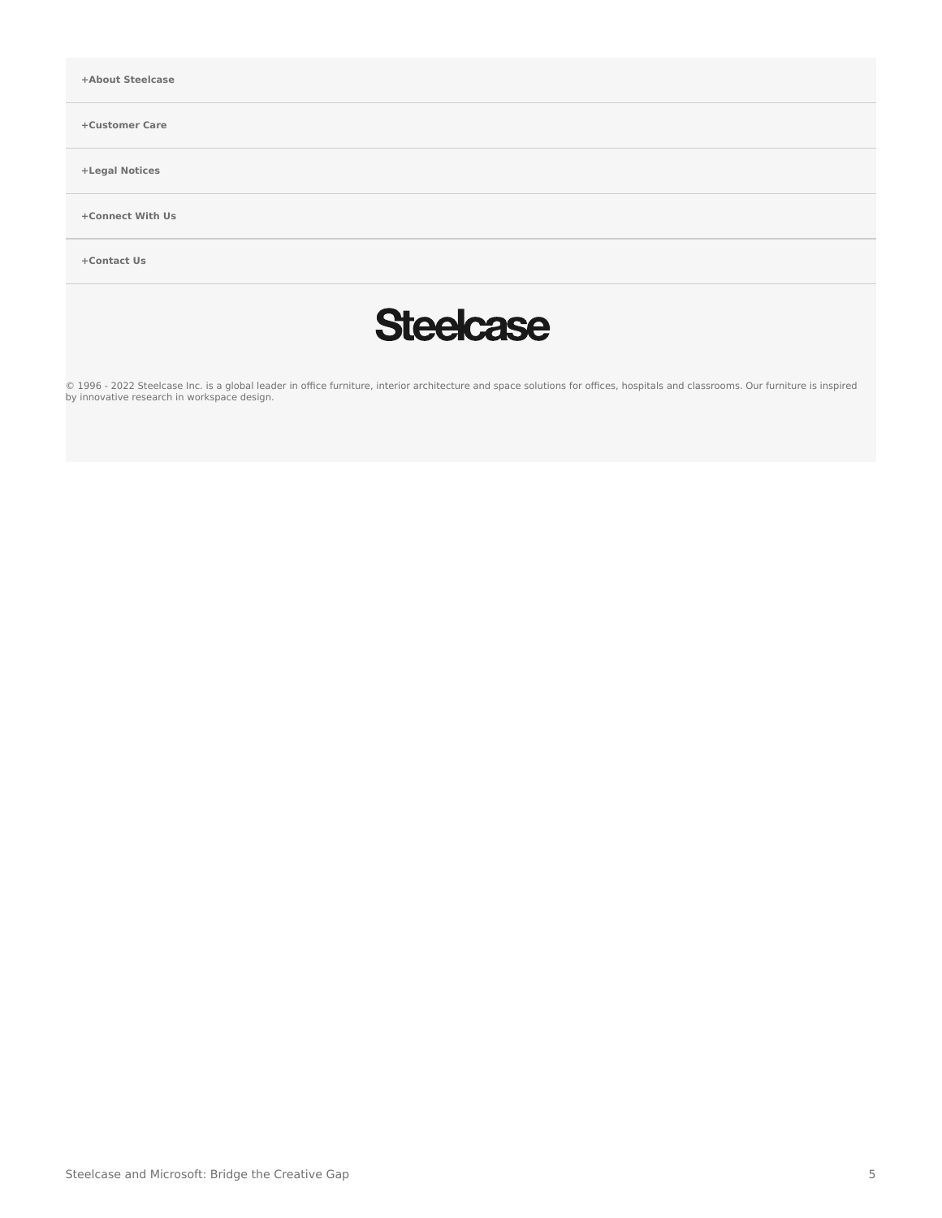+About Steelcase

+Customer Care

+Legal Notices

+Connect With Us

+Contact Us

Steelcase

© 1996 - 2022 Steelcase Inc. is a global leader in office furniture, interior architecture and space solutions for offices, hospitals and classrooms. Our furniture is inspired by innovative research in workspace design.